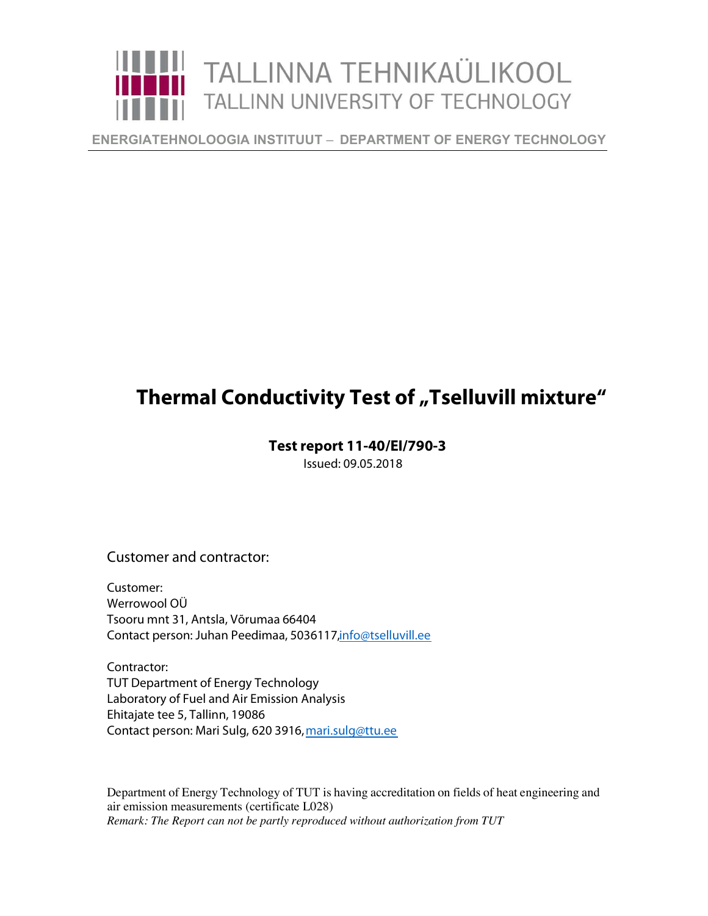TALLINNA TEHNIKAÜLIKOOL
TALLINN UNIVERSITY OF TECHNOLOGY

ENERGIATEHNOLOOGIA INSTITUUT – DEPARTMENT OF ENERGY TECHNOLOGY

# Thermal Conductivity Test of „Tselluvill mixture“

**Test report 11-40/EI/790-3**

Issued: 09.05.2018

## Customer and contractor:

Customer:
Werrowool OÜ
Tsooru mnt 31, Antsla, Võrumaa 66404
Contact person: Juhan Peedimaa, 5036117,info@tselluvill.ee

Contractor:
TUT Department of Energy Technology
Laboratory of Fuel and Air Emission Analysis
Ehitajate tee 5, Tallinn, 19086
Contact person: Mari Sulg, 620 3916, mari.sulg@ttu.ee

Department of Energy Technology of TUT is having accreditation on fields of heat engineering and air emission measurements (certificate L028)

*Remark: The Report can not be partly reproduced without authorization from TUT*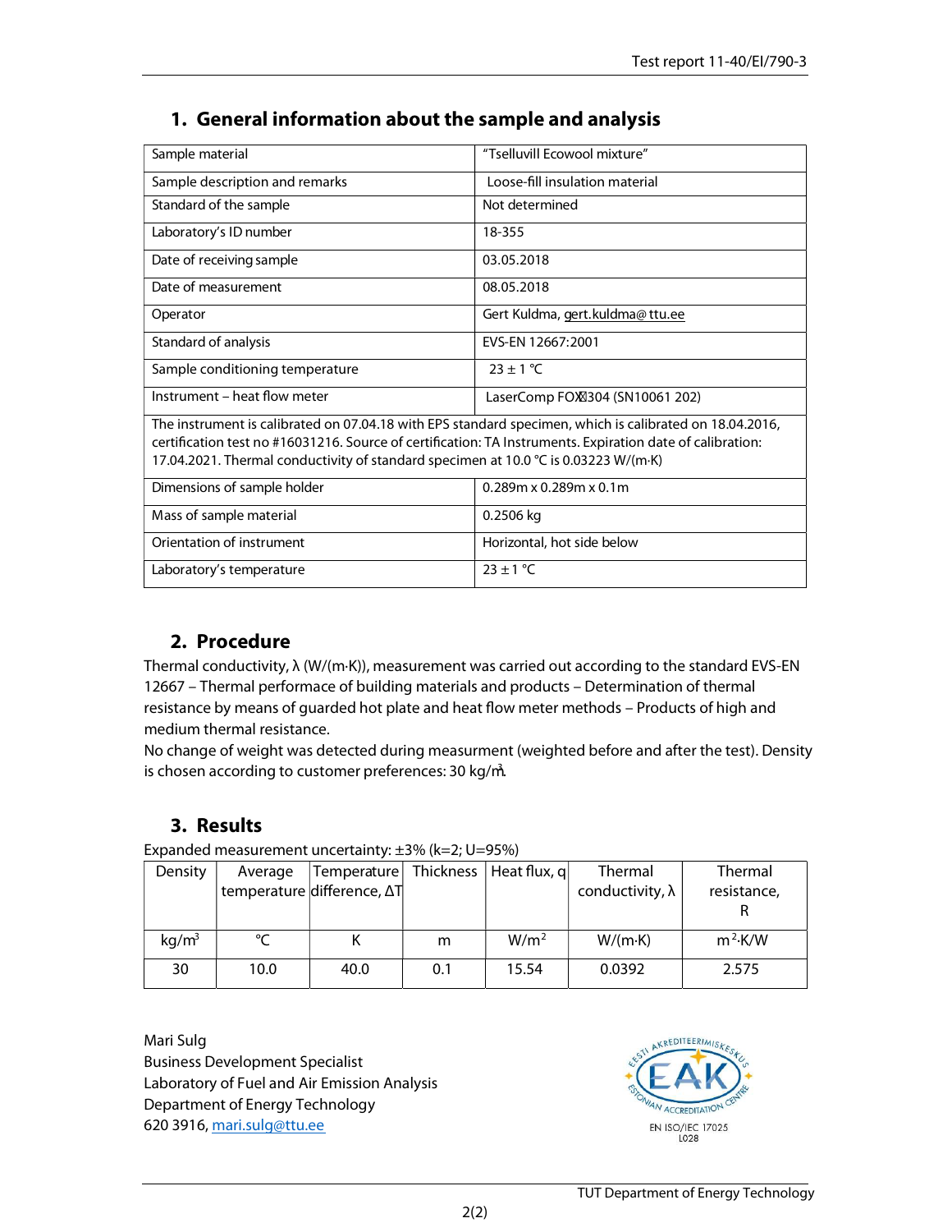## 1. General information about the sample and analysis

| | |
|---|---|
| Sample material | "Tselluvill Ecowool mixture" |
| Sample description and remarks | Loose-fill insulation material |
| Standard of the sample | Not determined |
| Laboratory's ID number | 18-355 |
| Date of receiving sample | 03.05.2018 |
| Date of measurement | 08.05.2018 |
| Operator | Gert Kuldma, gert.kuldma@ttu.ee |
| Standard of analysis | EVS-EN 12667:2001 |
| Sample conditioning temperature | 23 ± 1 °C |
| Instrument – heat flow meter | LaserComp FOX304 (SN10061 202) |
| The instrument is calibrated on 07.04.18 with EPS standard specimen, which is calibrated on 18.04.2016, certification test no #16031216. Source of certification: TA Instruments. Expiration date of calibration: 17.04.2021. Thermal conductivity of standard specimen at 10.0 °C is 0.03223 W/(m·K) | |
| Dimensions of sample holder | 0.289m x 0.289m x 0.1m |
| Mass of sample material | 0.2506 kg |
| Orientation of instrument | Horizontal, hot side below |
| Laboratory's temperature | 23 ± 1 °C |

## 2. Procedure

Thermal conductivity, λ (W/(m·K)), measurement was carried out according to the standard EVS-EN 12667 – Thermal performace of building materials and products – Determination of thermal resistance by means of guarded hot plate and heat flow meter methods – Products of high and medium thermal resistance.

No change of weight was detected during measurment (weighted before and after the test). Density is chosen according to customer preferences: 30 kg/m³.

## 3. Results

Expanded measurement uncertainty: ±3% (k=2; U=95%)

| Density | Average temperature | Temperature difference, ΔT | Thickness | Heat flux, q | Thermal conductivity, λ | Thermal resistance, R |
|---|---|---|---|---|---|---|
| kg/m³ | °C | K | m | W/m² | W/(m·K) | m²·K/W |
| 30 | 10.0 | 40.0 | 0.1 | 15.54 | 0.0392 | 2.575 |

Mari Sulg
Business Development Specialist
Laboratory of Fuel and Air Emission Analysis
Department of Energy Technology
620 3916, mari.sulg@ttu.ee

EESTI AKREDITEERIMISKESKUS EAK ESTONIAN ACCREDITATION CENTRE
EN ISO/IEC 17025
L028